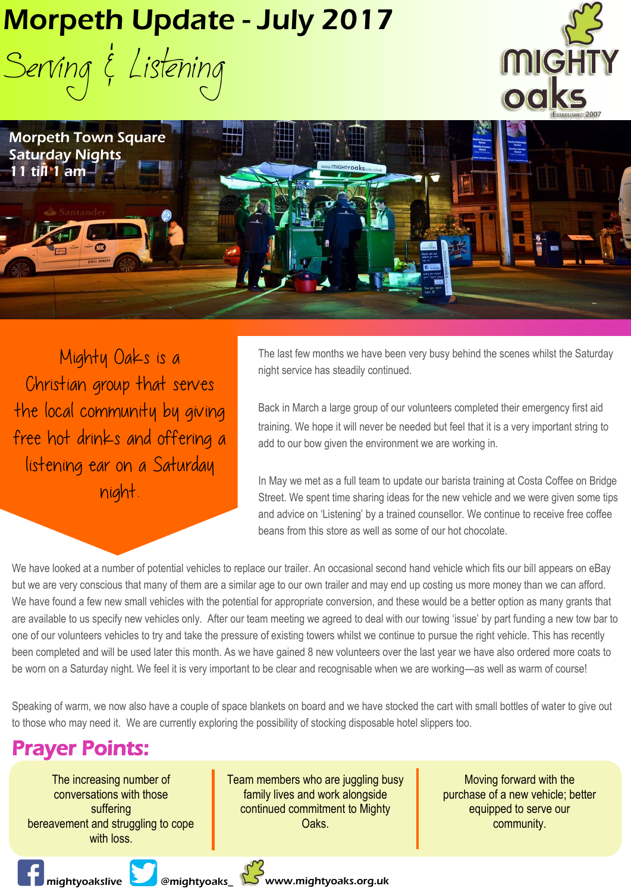# Morpeth Update - July 2017

## Serving & Listening

MIGHTY oaks
Established 2007

**Morpeth Town Square**
**Saturday Nights**
**11 till 1 am**

Mighty Oaks is a Christian group that serves the local community by giving free hot drinks and offering a listening ear on a Saturday night.

The last few months we have been very busy behind the scenes whilst the Saturday night service has steadily continued.

Back in March a large group of our volunteers completed their emergency first aid training. We hope it will never be needed but feel that it is a very important string to add to our bow given the environment we are working in.

In May we met as a full team to update our barista training at Costa Coffee on Bridge Street. We spent time sharing ideas for the new vehicle and we were given some tips and advice on 'Listening' by a trained counsellor. We continue to receive free coffee beans from this store as well as some of our hot chocolate.

We have looked at a number of potential vehicles to replace our trailer. An occasional second hand vehicle which fits our bill appears on eBay but we are very conscious that many of them are a similar age to our own trailer and may end up costing us more money than we can afford. We have found a few new small vehicles with the potential for appropriate conversion, and these would be a better option as many grants that are available to us specify new vehicles only. After our team meeting we agreed to deal with our towing 'issue' by part funding a new tow bar to one of our volunteers vehicles to try and take the pressure of existing towers whilst we continue to pursue the right vehicle. This has recently been completed and will be used later this month. As we have gained 8 new volunteers over the last year we have also ordered more coats to be worn on a Saturday night. We feel it is very important to be clear and recognisable when we are working—as well as warm of course!

Speaking of warm, we now also have a couple of space blankets on board and we have stocked the cart with small bottles of water to give out to those who may need it. We are currently exploring the possibility of stocking disposable hotel slippers too.

## Prayer Points:

- The increasing number of conversations with those suffering bereavement and struggling to cope with loss.
- Team members who are juggling busy family lives and work alongside continued commitment to Mighty Oaks.
- Moving forward with the purchase of a new vehicle; better equipped to serve our community.

mightyoakslive | @mightyoaks_ | www.mightyoaks.org.uk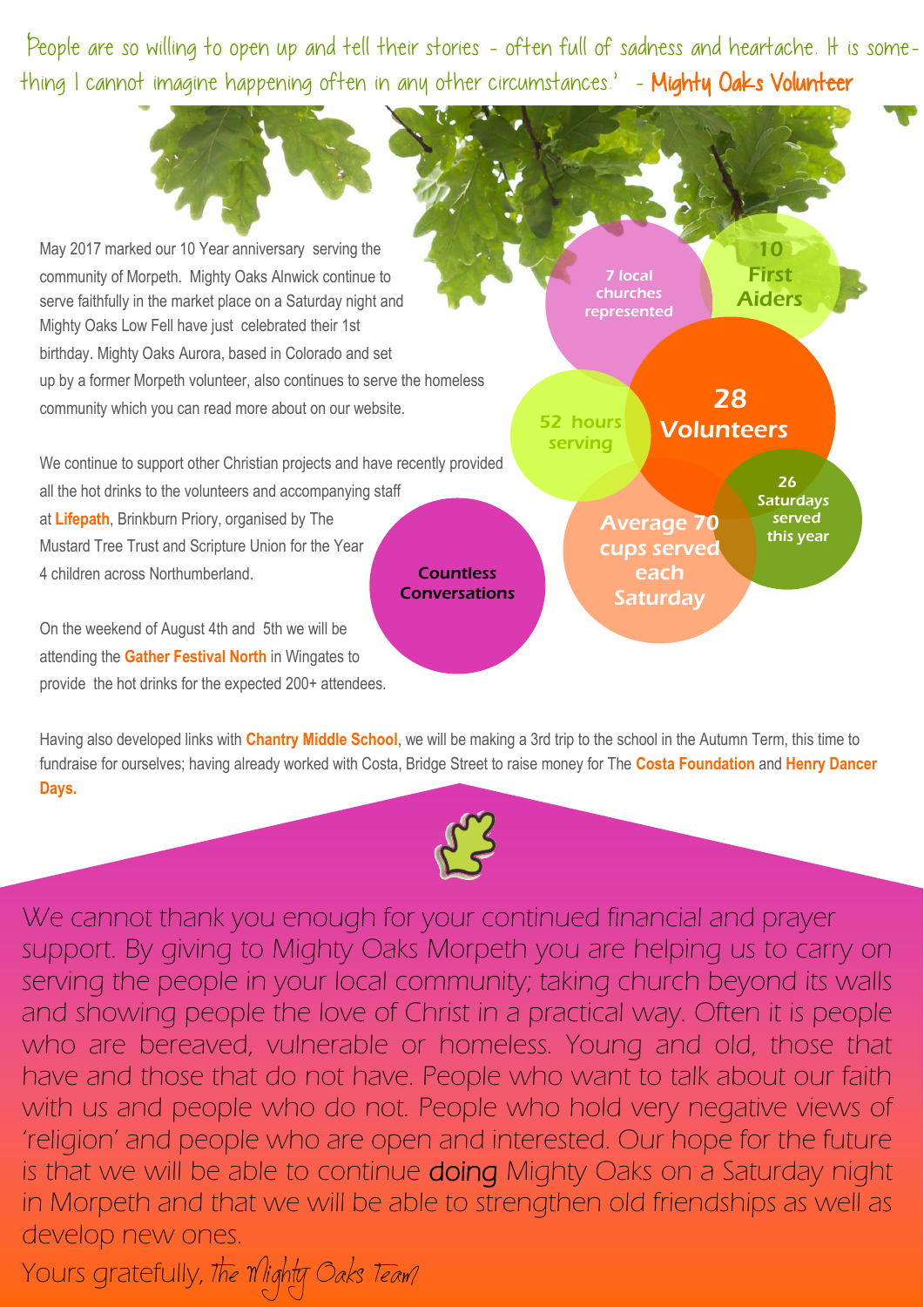'People are so willing to open up and tell their stories - often full of sadness and heartache. It is something I cannot imagine happening often in any other circumstances.' - **Mighty Oaks Volunteer**

May 2017 marked our 10 Year anniversary serving the community of Morpeth. Mighty Oaks Alnwick continue to serve faithfully in the market place on a Saturday night and Mighty Oaks Low Fell have just celebrated their 1st birthday. Mighty Oaks Aurora, based in Colorado and set up by a former Morpeth volunteer, also continues to serve the homeless community which you can read more about on our website.

We continue to support other Christian projects and have recently provided all the hot drinks to the volunteers and accompanying staff at **Lifepath**, Brinkburn Priory, organised by The Mustard Tree Trust and Scripture Union for the Year 4 children across Northumberland.

On the weekend of August 4th and 5th we will be attending the **Gather Festival North** in Wingates to provide the hot drinks for the expected 200+ attendees.

7 local churches represented

10 First Aiders

52 hours serving

28 Volunteers

26 Saturdays served this year

Average 70 cups served each Saturday

Countless Conversations

Having also developed links with **Chantry Middle School**, we will be making a 3rd trip to the school in the Autumn Term, this time to fundraise for ourselves; having already worked with Costa, Bridge Street to raise money for The **Costa Foundation** and **Henry Dancer Days.**

We cannot thank you enough for your continued financial and prayer support. By giving to Mighty Oaks Morpeth you are helping us to carry on serving the people in your local community; taking church beyond its walls and showing people the love of Christ in a practical way. Often it is people who are bereaved, vulnerable or homeless. Young and old, those that have and those that do not have. People who want to talk about our faith with us and people who do not. People who hold very negative views of 'religion' and people who are open and interested. Our hope for the future is that we will be able to continue **doing** Mighty Oaks on a Saturday night in Morpeth and that we will be able to strengthen old friendships as well as develop new ones.

Yours gratefully, *The Mighty Oaks Team*